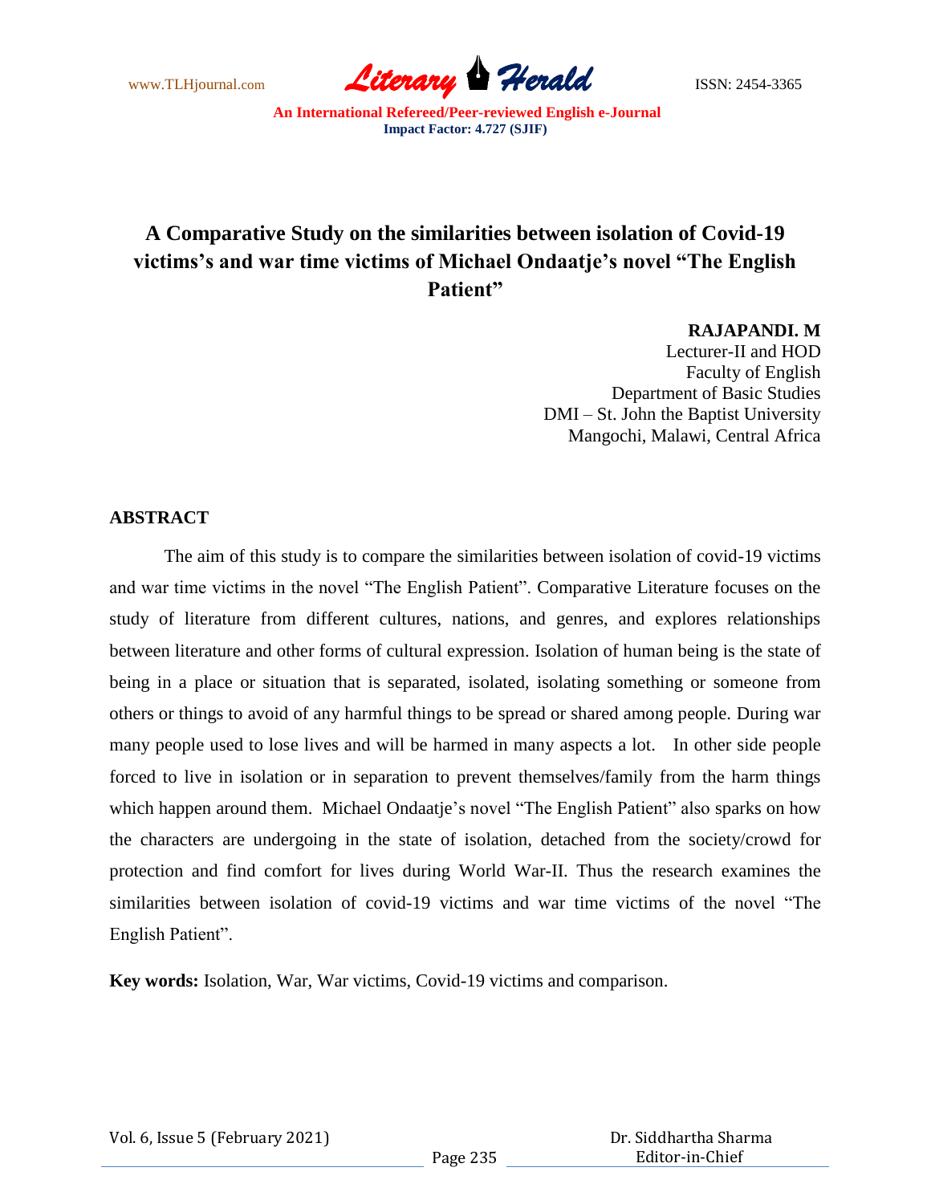# A Comparative Study on the similarities between isolation of Covid-19 victims's and war time victims of Michael Ondaatje's novel "The English Patient"

**RAJAPANDI. M**
Lecturer-II and HOD
Faculty of English
Department of Basic Studies
DMI – St. John the Baptist University
Mangochi, Malawi, Central Africa

## ABSTRACT

The aim of this study is to compare the similarities between isolation of covid-19 victims and war time victims in the novel "The English Patient". Comparative Literature focuses on the study of literature from different cultures, nations, and genres, and explores relationships between literature and other forms of cultural expression. Isolation of human being is the state of being in a place or situation that is separated, isolated, isolating something or someone from others or things to avoid of any harmful things to be spread or shared among people. During war many people used to lose lives and will be harmed in many aspects a lot. In other side people forced to live in isolation or in separation to prevent themselves/family from the harm things which happen around them. Michael Ondaatje's novel "The English Patient" also sparks on how the characters are undergoing in the state of isolation, detached from the society/crowd for protection and find comfort for lives during World War-II. Thus the research examines the similarities between isolation of covid-19 victims and war time victims of the novel "The English Patient".

**Key words:** Isolation, War, War victims, Covid-19 victims and comparison.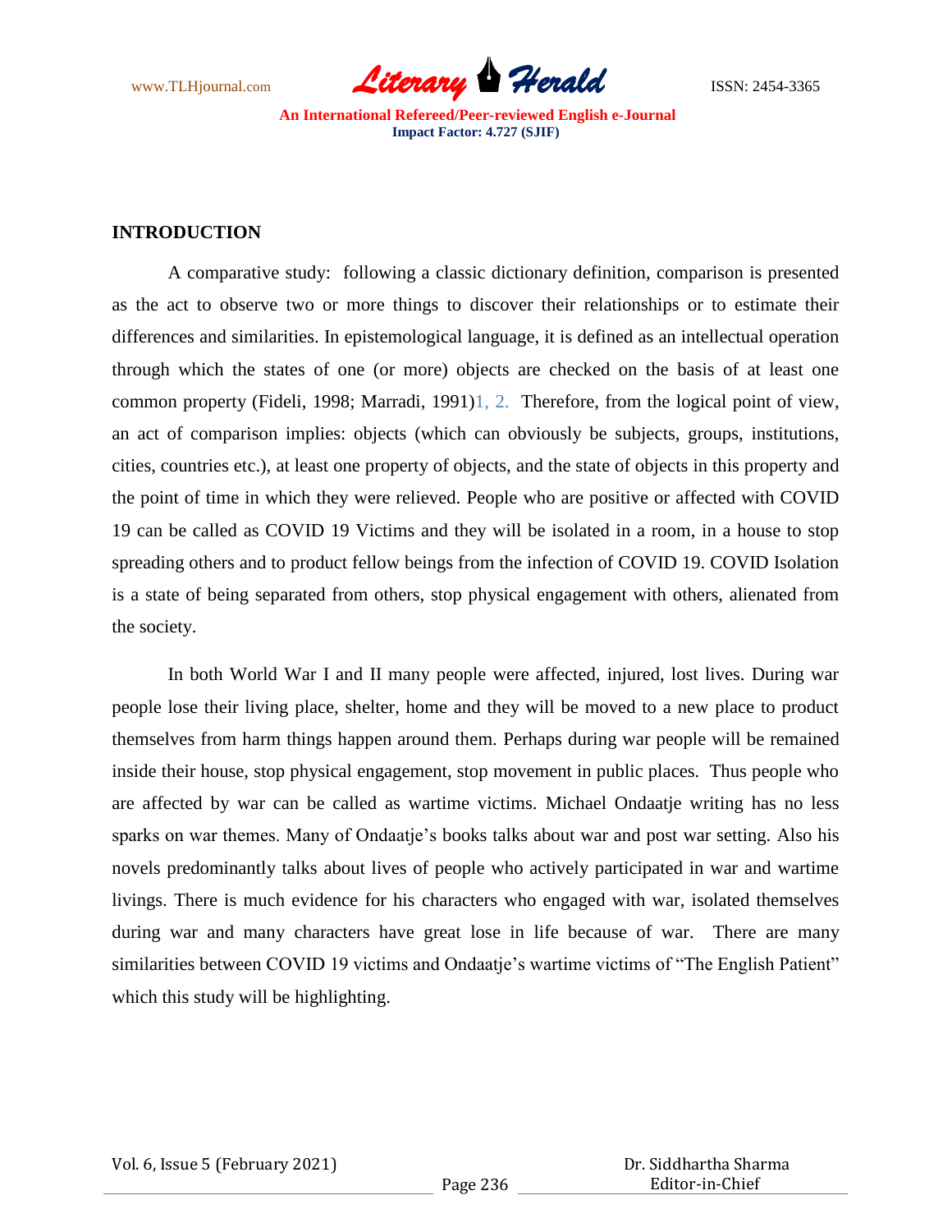## INTRODUCTION

A comparative study: following a classic dictionary definition, comparison is presented as the act to observe two or more things to discover their relationships or to estimate their differences and similarities. In epistemological language, it is defined as an intellectual operation through which the states of one (or more) objects are checked on the basis of at least one common property (Fideli, 1998; Marradi, 1991)1, 2. Therefore, from the logical point of view, an act of comparison implies: objects (which can obviously be subjects, groups, institutions, cities, countries etc.), at least one property of objects, and the state of objects in this property and the point of time in which they were relieved. People who are positive or affected with COVID 19 can be called as COVID 19 Victims and they will be isolated in a room, in a house to stop spreading others and to product fellow beings from the infection of COVID 19. COVID Isolation is a state of being separated from others, stop physical engagement with others, alienated from the society.

In both World War I and II many people were affected, injured, lost lives. During war people lose their living place, shelter, home and they will be moved to a new place to product themselves from harm things happen around them. Perhaps during war people will be remained inside their house, stop physical engagement, stop movement in public places. Thus people who are affected by war can be called as wartime victims. Michael Ondaatje writing has no less sparks on war themes. Many of Ondaatje's books talks about war and post war setting. Also his novels predominantly talks about lives of people who actively participated in war and wartime livings. There is much evidence for his characters who engaged with war, isolated themselves during war and many characters have great lose in life because of war. There are many similarities between COVID 19 victims and Ondaatje's wartime victims of "The English Patient" which this study will be highlighting.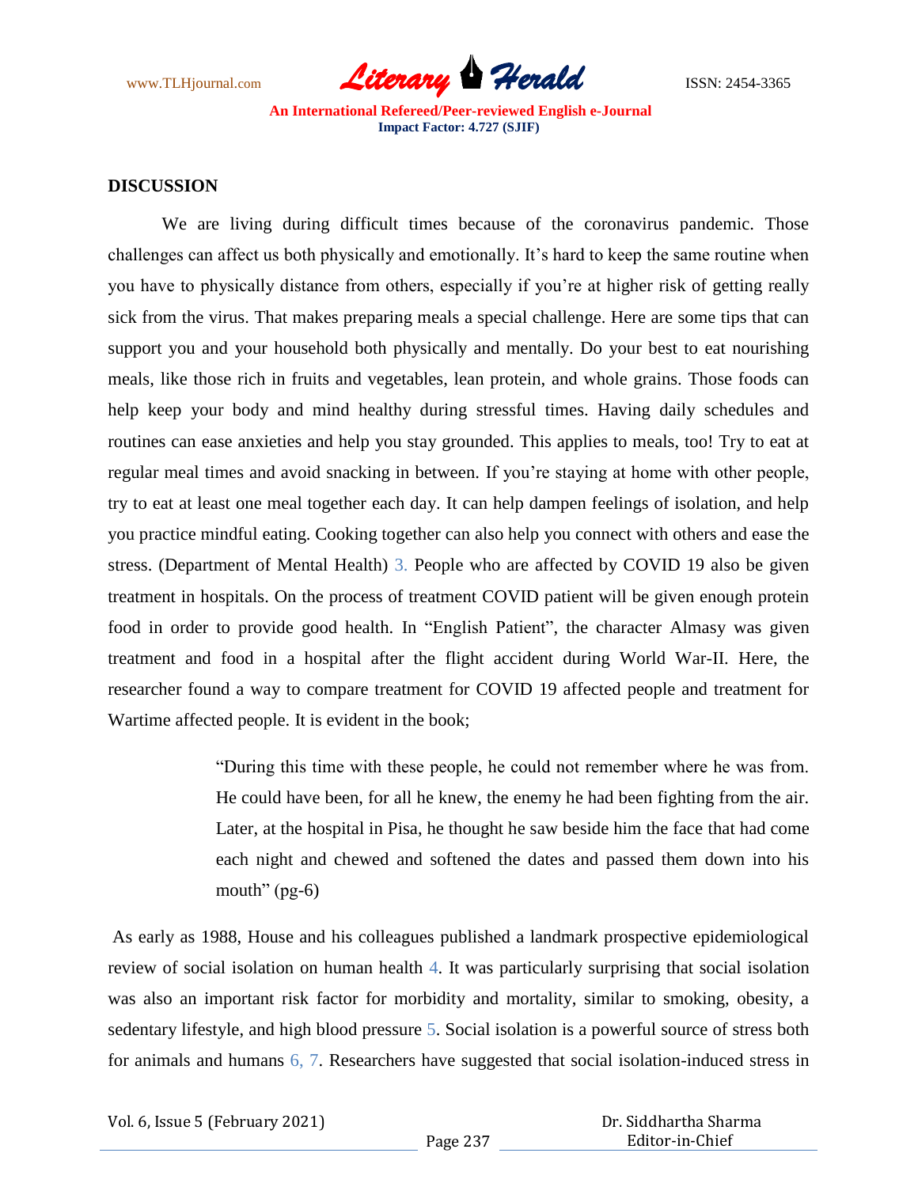**DISCUSSION**

We are living during difficult times because of the coronavirus pandemic. Those challenges can affect us both physically and emotionally. It's hard to keep the same routine when you have to physically distance from others, especially if you're at higher risk of getting really sick from the virus. That makes preparing meals a special challenge. Here are some tips that can support you and your household both physically and mentally. Do your best to eat nourishing meals, like those rich in fruits and vegetables, lean protein, and whole grains. Those foods can help keep your body and mind healthy during stressful times. Having daily schedules and routines can ease anxieties and help you stay grounded. This applies to meals, too! Try to eat at regular meal times and avoid snacking in between. If you're staying at home with other people, try to eat at least one meal together each day. It can help dampen feelings of isolation, and help you practice mindful eating. Cooking together can also help you connect with others and ease the stress. (Department of Mental Health) 3. People who are affected by COVID 19 also be given treatment in hospitals. On the process of treatment COVID patient will be given enough protein food in order to provide good health. In "English Patient", the character Almasy was given treatment and food in a hospital after the flight accident during World War-II. Here, the researcher found a way to compare treatment for COVID 19 affected people and treatment for Wartime affected people. It is evident in the book;

> "During this time with these people, he could not remember where he was from. He could have been, for all he knew, the enemy he had been fighting from the air. Later, at the hospital in Pisa, he thought he saw beside him the face that had come each night and chewed and softened the dates and passed them down into his mouth" (pg-6)

As early as 1988, House and his colleagues published a landmark prospective epidemiological review of social isolation on human health 4. It was particularly surprising that social isolation was also an important risk factor for morbidity and mortality, similar to smoking, obesity, a sedentary lifestyle, and high blood pressure 5. Social isolation is a powerful source of stress both for animals and humans 6, 7. Researchers have suggested that social isolation-induced stress in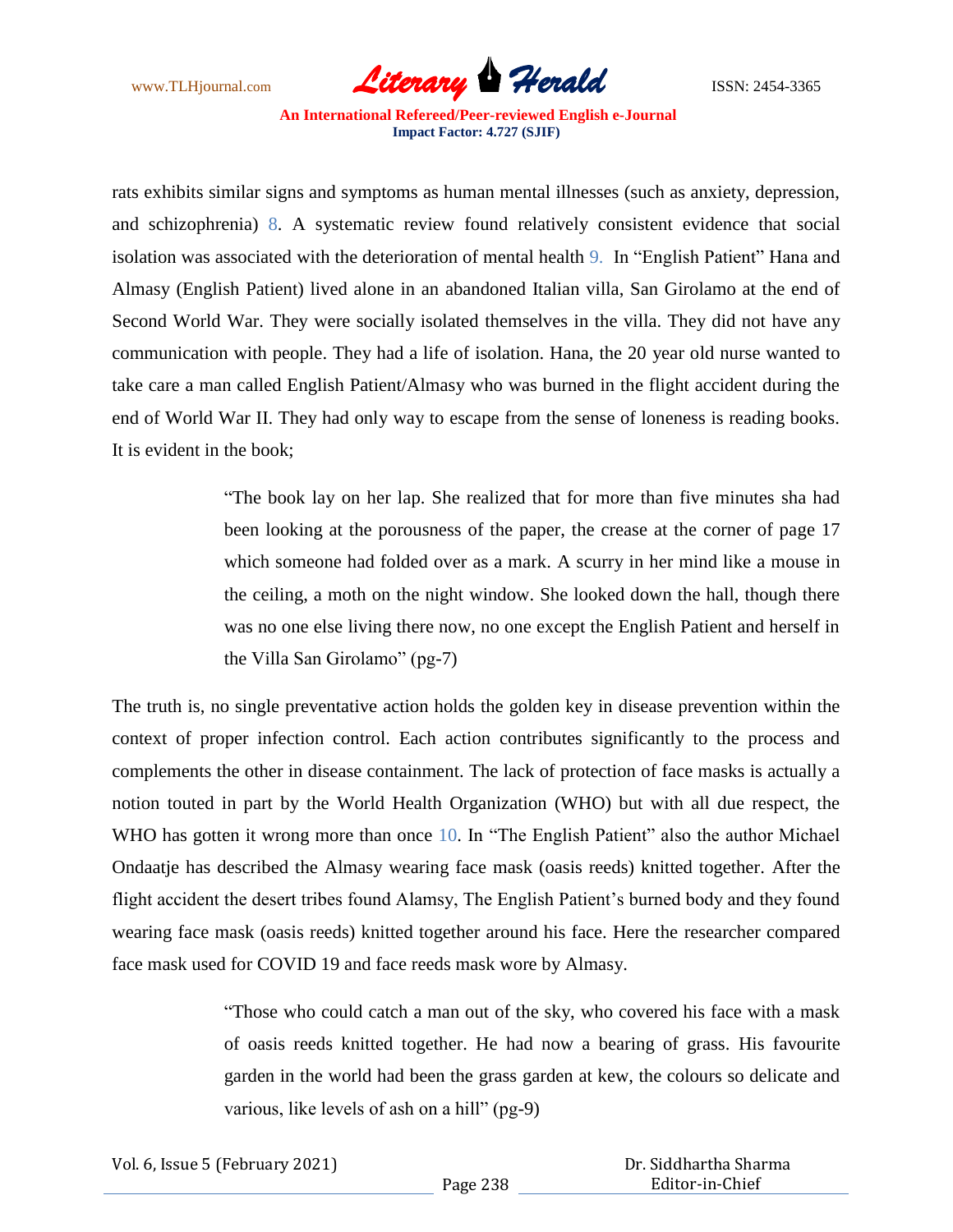rats exhibits similar signs and symptoms as human mental illnesses (such as anxiety, depression, and schizophrenia) 8. A systematic review found relatively consistent evidence that social isolation was associated with the deterioration of mental health 9. In "English Patient" Hana and Almasy (English Patient) lived alone in an abandoned Italian villa, San Girolamo at the end of Second World War. They were socially isolated themselves in the villa. They did not have any communication with people. They had a life of isolation. Hana, the 20 year old nurse wanted to take care a man called English Patient/Almasy who was burned in the flight accident during the end of World War II. They had only way to escape from the sense of loneness is reading books. It is evident in the book;

> "The book lay on her lap. She realized that for more than five minutes sha had been looking at the porousness of the paper, the crease at the corner of page 17 which someone had folded over as a mark. A scurry in her mind like a mouse in the ceiling, a moth on the night window. She looked down the hall, though there was no one else living there now, no one except the English Patient and herself in the Villa San Girolamo" (pg-7)

The truth is, no single preventative action holds the golden key in disease prevention within the context of proper infection control. Each action contributes significantly to the process and complements the other in disease containment. The lack of protection of face masks is actually a notion touted in part by the World Health Organization (WHO) but with all due respect, the WHO has gotten it wrong more than once 10. In "The English Patient" also the author Michael Ondaatje has described the Almasy wearing face mask (oasis reeds) knitted together. After the flight accident the desert tribes found Alamsy, The English Patient's burned body and they found wearing face mask (oasis reeds) knitted together around his face. Here the researcher compared face mask used for COVID 19 and face reeds mask wore by Almasy.

> "Those who could catch a man out of the sky, who covered his face with a mask of oasis reeds knitted together. He had now a bearing of grass. His favourite garden in the world had been the grass garden at kew, the colours so delicate and various, like levels of ash on a hill" (pg-9)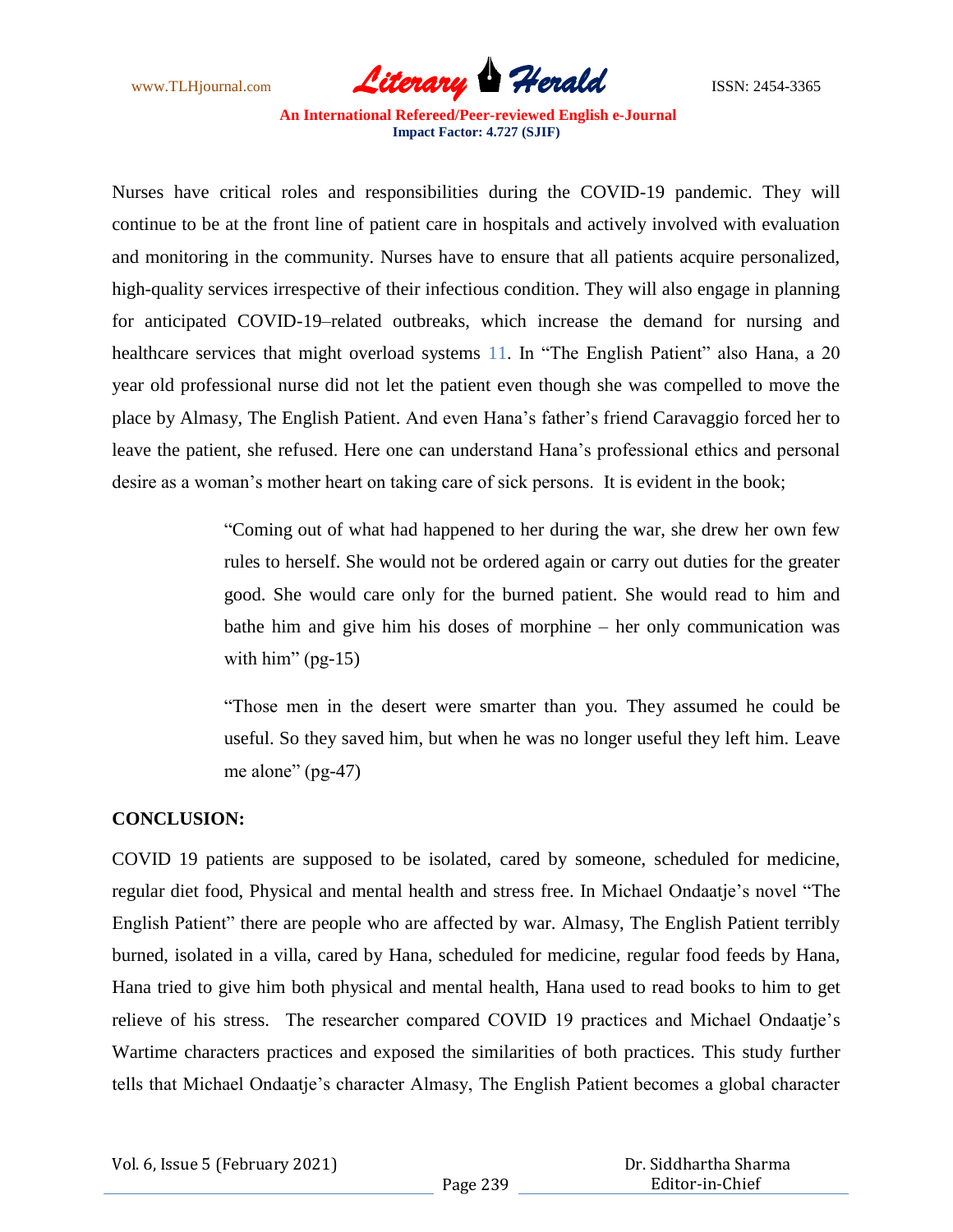Nurses have critical roles and responsibilities during the COVID-19 pandemic. They will continue to be at the front line of patient care in hospitals and actively involved with evaluation and monitoring in the community. Nurses have to ensure that all patients acquire personalized, high-quality services irrespective of their infectious condition. They will also engage in planning for anticipated COVID-19–related outbreaks, which increase the demand for nursing and healthcare services that might overload systems 11. In "The English Patient" also Hana, a 20 year old professional nurse did not let the patient even though she was compelled to move the place by Almasy, The English Patient. And even Hana's father's friend Caravaggio forced her to leave the patient, she refused. Here one can understand Hana's professional ethics and personal desire as a woman's mother heart on taking care of sick persons. It is evident in the book;

> "Coming out of what had happened to her during the war, she drew her own few rules to herself. She would not be ordered again or carry out duties for the greater good. She would care only for the burned patient. She would read to him and bathe him and give him his doses of morphine – her only communication was with him" (pg-15)

> "Those men in the desert were smarter than you. They assumed he could be useful. So they saved him, but when he was no longer useful they left him. Leave me alone" (pg-47)

**CONCLUSION:**

COVID 19 patients are supposed to be isolated, cared by someone, scheduled for medicine, regular diet food, Physical and mental health and stress free. In Michael Ondaatje's novel "The English Patient" there are people who are affected by war. Almasy, The English Patient terribly burned, isolated in a villa, cared by Hana, scheduled for medicine, regular food feeds by Hana, Hana tried to give him both physical and mental health, Hana used to read books to him to get relieve of his stress. The researcher compared COVID 19 practices and Michael Ondaatje's Wartime characters practices and exposed the similarities of both practices. This study further tells that Michael Ondaatje's character Almasy, The English Patient becomes a global character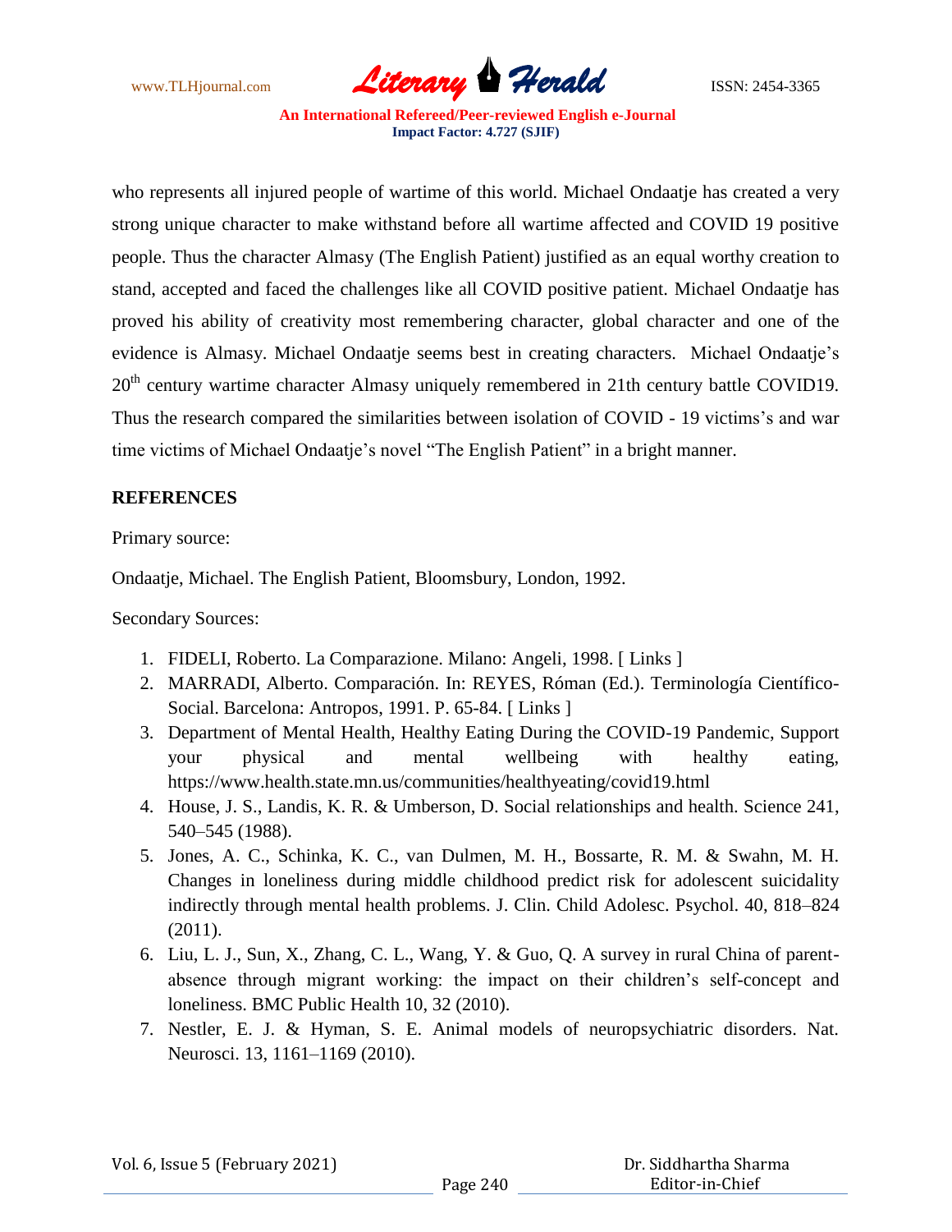who represents all injured people of wartime of this world. Michael Ondaatje has created a very strong unique character to make withstand before all wartime affected and COVID 19 positive people. Thus the character Almasy (The English Patient) justified as an equal worthy creation to stand, accepted and faced the challenges like all COVID positive patient. Michael Ondaatje has proved his ability of creativity most remembering character, global character and one of the evidence is Almasy. Michael Ondaatje seems best in creating characters. Michael Ondaatje's 20th century wartime character Almasy uniquely remembered in 21th century battle COVID19. Thus the research compared the similarities between isolation of COVID - 19 victims's and war time victims of Michael Ondaatje's novel "The English Patient" in a bright manner.

## REFERENCES

Primary source:

Ondaatje, Michael. The English Patient, Bloomsbury, London, 1992.

Secondary Sources:

1. FIDELI, Roberto. La Comparazione. Milano: Angeli, 1998. [ Links ]
2. MARRADI, Alberto. Comparación. In: REYES, Róman (Ed.). Terminología Científico-Social. Barcelona: Antropos, 1991. P. 65-84. [ Links ]
3. Department of Mental Health, Healthy Eating During the COVID-19 Pandemic, Support your physical and mental wellbeing with healthy eating, https://www.health.state.mn.us/communities/healthyeating/covid19.html
4. House, J. S., Landis, K. R. & Umberson, D. Social relationships and health. Science 241, 540–545 (1988).
5. Jones, A. C., Schinka, K. C., van Dulmen, M. H., Bossarte, R. M. & Swahn, M. H. Changes in loneliness during middle childhood predict risk for adolescent suicidality indirectly through mental health problems. J. Clin. Child Adolesc. Psychol. 40, 818–824 (2011).
6. Liu, L. J., Sun, X., Zhang, C. L., Wang, Y. & Guo, Q. A survey in rural China of parent-absence through migrant working: the impact on their children's self-concept and loneliness. BMC Public Health 10, 32 (2010).
7. Nestler, E. J. & Hyman, S. E. Animal models of neuropsychiatric disorders. Nat. Neurosci. 13, 1161–1169 (2010).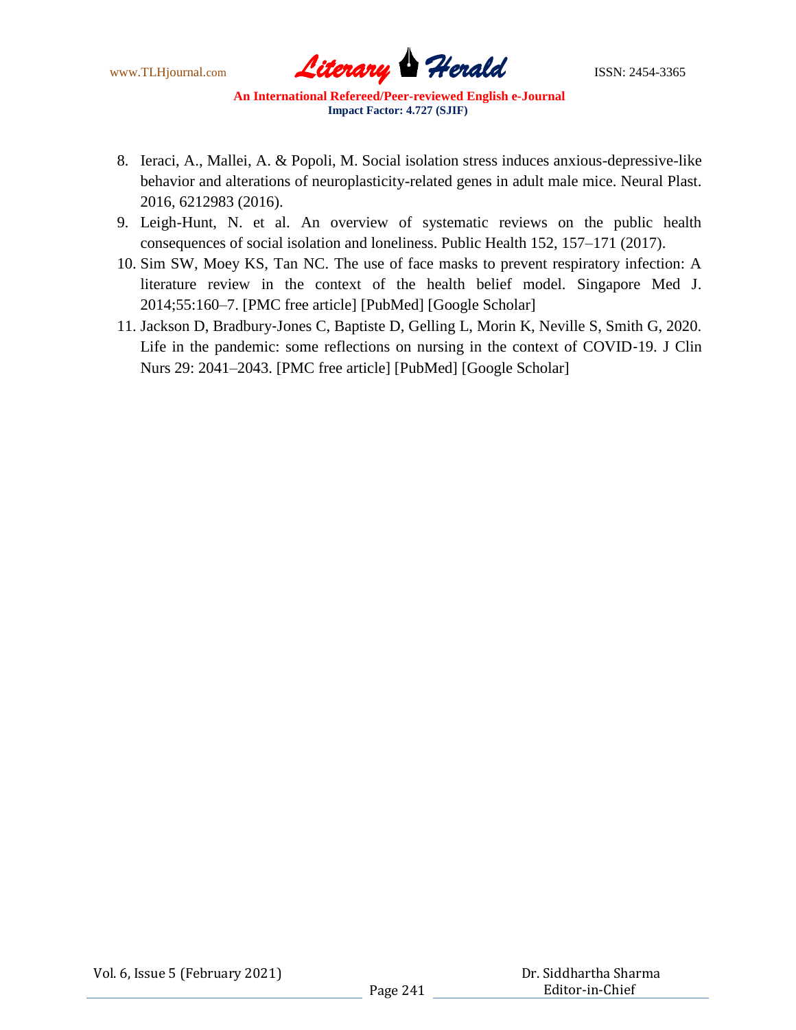8. Ieraci, A., Mallei, A. & Popoli, M. Social isolation stress induces anxious-depressive-like behavior and alterations of neuroplasticity-related genes in adult male mice. Neural Plast. 2016, 6212983 (2016).
9. Leigh-Hunt, N. et al. An overview of systematic reviews on the public health consequences of social isolation and loneliness. Public Health 152, 157–171 (2017).
10. Sim SW, Moey KS, Tan NC. The use of face masks to prevent respiratory infection: A literature review in the context of the health belief model. Singapore Med J. 2014;55:160–7. [PMC free article] [PubMed] [Google Scholar]
11. Jackson D, Bradbury-Jones C, Baptiste D, Gelling L, Morin K, Neville S, Smith G, 2020. Life in the pandemic: some reflections on nursing in the context of COVID-19. J Clin Nurs 29: 2041–2043. [PMC free article] [PubMed] [Google Scholar]